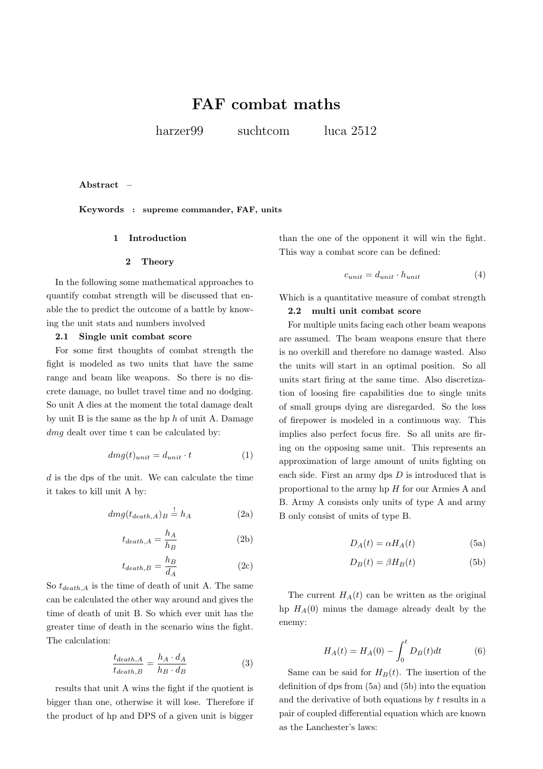# FAF combat maths

harzer99 suchtcom luca 2512

**Abstract** –

**Keywords** : **supreme commander, FAF, units**

## 1 Introduction

## 2 Theory

In the following some mathematical approaches to quantify combat strength will be discussed that enable the to predict the outcome of a battle by knowing the unit stats and numbers involved

### 2.1 Single unit combat score

For some first thoughts of combat strength the fight is modeled as two units that have the same range and beam like weapons. So there is no discrete damage, no bullet travel time and no dodging. So unit A dies at the moment the total damage dealt by unit B is the same as the hp $h$ of unit A. Damage $dmg$ dealt over time t can be calculated by:

$$dmg(t)_{unit} = d_{unit} \cdot t \tag{1}$$

$d$ is the dps of the unit. We can calculate the time it takes to kill unit A by:

$$dmg(t_{death,A})_B \stackrel{!}{=} h_A \tag{2a}$$

$$t_{death,A} = \frac{h_A}{h_B} \tag{2b}$$

$$t_{death,B} = \frac{h_B}{d_A} \tag{2c}$$

So $t_{death,A}$ is the time of death of unit A. The same can be calculated the other way around and gives the time of death of unit B. So which ever unit has the greater time of death in the scenario wins the fight. The calculation:

$$\frac{t_{death,A}}{t_{death,B}} = \frac{h_A \cdot d_A}{h_B \cdot d_B} \tag{3}$$

results that unit A wins the fight if the quotient is bigger than one, otherwise it will lose. Therefore if the product of hp and DPS of a given unit is bigger than the one of the opponent it will win the fight. This way a combat score can be defined:

$$c_{unit} = d_{unit} \cdot h_{unit} \tag{4}$$

Which is a quantitative measure of combat strength

### 2.2 multi unit combat score

For multiple units facing each other beam weapons are assumed. The beam weapons ensure that there is no overkill and therefore no damage wasted. Also the units will start in an optimal position. So all units start firing at the same time. Also discretization of loosing fire capabilities due to single units of small groups dying are disregarded. So the loss of firepower is modeled in a continuous way. This implies also perfect focus fire. So all units are firing on the opposing same unit. This represents an approximation of large amount of units fighting on each side. First an army dps $D$ is introduced that is proportional to the army hp $H$ for our Armies A and B. Army A consists only units of type A and army B only consist of units of type B.

$$D_A(t) = \alpha H_A(t) \tag{5a}$$

$$D_B(t) = \beta H_B(t) \tag{5b}$$

The current $H_A(t)$ can be written as the original hp $H_A(0)$ minus the damage already dealt by the enemy:

$$H_A(t) = H_A(0) - \int_0^t D_B(t)dt \tag{6}$$

Same can be said for $H_B(t)$. The insertion of the definition of dps from (5a) and (5b) into the equation and the derivative of both equations by $t$ results in a pair of coupled differential equation which are known as the Lanchester's laws: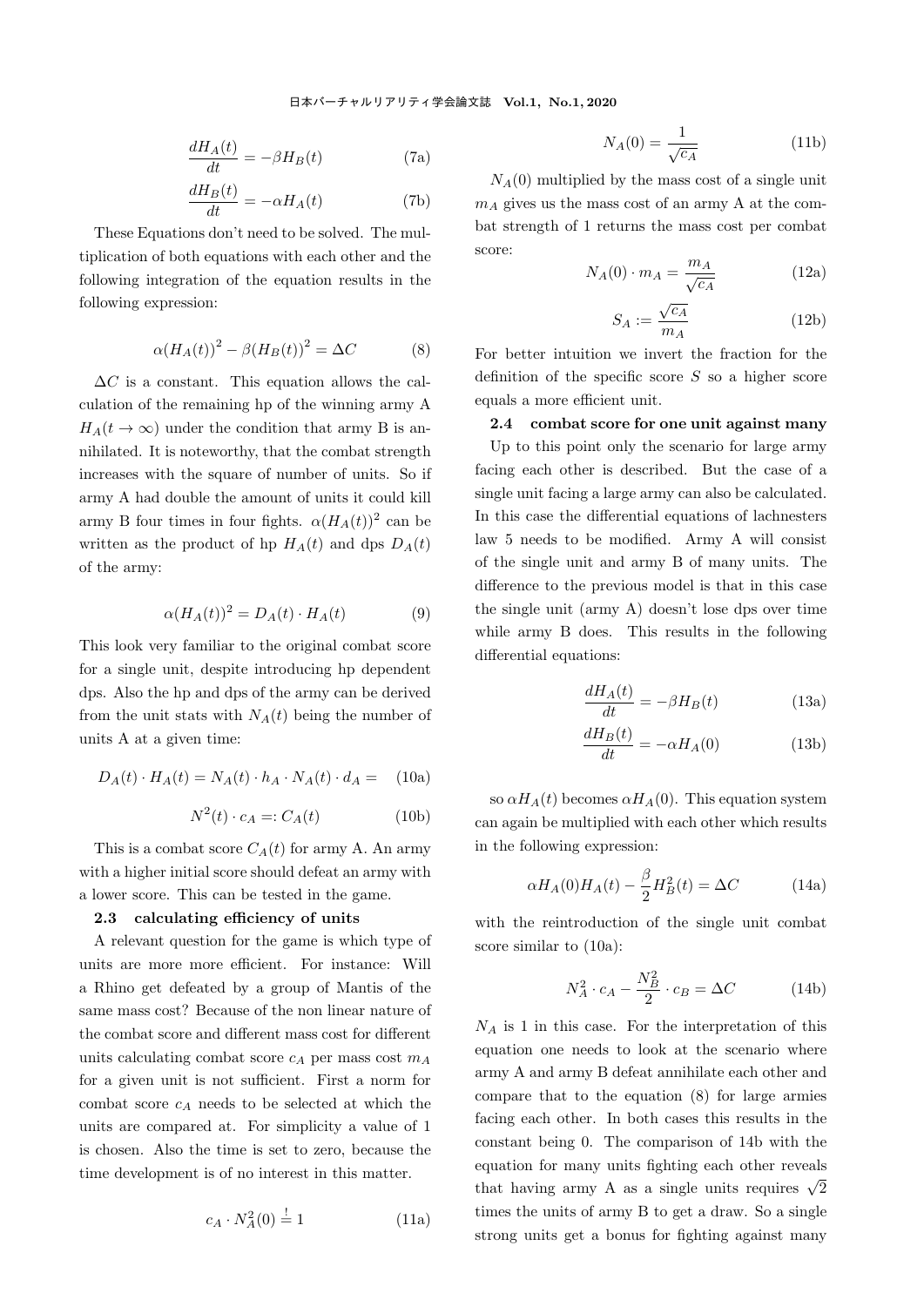$$\frac{dH_A(t)}{dt} = -\beta H_B(t) \tag{7a}$$

$$\frac{dH_B(t)}{dt} = -\alpha H_A(t) \tag{7b}$$

These Equations don't need to be solved. The multiplication of both equations with each other and the following integration of the equation results in the following expression:

$$\alpha(H_A(t))^2 - \beta(H_B(t))^2 = \Delta C \tag{8}$$

$\Delta C$ is a constant. This equation allows the calculation of the remaining hp of the winning army A $H_A(t \to \infty)$ under the condition that army B is annihilated. It is noteworthy, that the combat strength increases with the square of number of units. So if army A had double the amount of units it could kill army B four times in four fights. $\alpha(H_A(t))^2$ can be written as the product of hp $H_A(t)$ and dps $D_A(t)$ of the army:

$$\alpha(H_A(t))^2 = D_A(t) \cdot H_A(t) \tag{9}$$

This look very familiar to the original combat score for a single unit, despite introducing hp dependent dps. Also the hp and dps of the army can be derived from the unit stats with $N_A(t)$ being the number of units A at a given time:

$$D_A(t) \cdot H_A(t) = N_A(t) \cdot h_A \cdot N_A(t) \cdot d_A = \tag{10a}$$

$$N^2(t) \cdot c_A =: C_A(t) \tag{10b}$$

This is a combat score $C_A(t)$ for army A. An army with a higher initial score should defeat an army with a lower score. This can be tested in the game.

### 2.3 calculating efficiency of units

A relevant question for the game is which type of units are more more efficient. For instance: Will a Rhino get defeated by a group of Mantis of the same mass cost? Because of the non linear nature of the combat score and different mass cost for different units calculating combat score $c_A$ per mass cost $m_A$ for a given unit is not sufficient. First a norm for combat score $c_A$ needs to be selected at which the units are compared at. For simplicity a value of 1 is chosen. Also the time is set to zero, because the time development is of no interest in this matter.

$$c_A \cdot N_A^2(0) \stackrel{!}{=} 1 \tag{11a}$$

$$N_A(0) = \frac{1}{\sqrt{c_A}} \tag{11b}$$

$N_A(0)$ multiplied by the mass cost of a single unit $m_A$ gives us the mass cost of an army A at the combat strength of 1 returns the mass cost per combat score:

$$N_A(0) \cdot m_A = \frac{m_A}{\sqrt{c_A}} \tag{12a}$$

$$S_A := \frac{\sqrt{c_A}}{m_A} \tag{12b}$$

For better intuition we invert the fraction for the definition of the specific score $S$ so a higher score equals a more efficient unit.

### 2.4 combat score for one unit against many

Up to this point only the scenario for large army facing each other is described. But the case of a single unit facing a large army can also be calculated. In this case the differential equations of lachnesters law 5 needs to be modified. Army A will consist of the single unit and army B of many units. The difference to the previous model is that in this case the single unit (army A) doesn't lose dps over time while army B does. This results in the following differential equations:

$$\frac{dH_A(t)}{dt} = -\beta H_B(t) \tag{13a}$$

$$\frac{dH_B(t)}{dt} = -\alpha H_A(0) \tag{13b}$$

so $\alpha H_A(t)$ becomes $\alpha H_A(0)$. This equation system can again be multiplied with each other which results in the following expression:

$$\alpha H_A(0) H_A(t) - \frac{\beta}{2} H_B^2(t) = \Delta C \tag{14a}$$

with the reintroduction of the single unit combat score similar to (10a):

$$N_A^2 \cdot c_A - \frac{N_B^2}{2} \cdot c_B = \Delta C \tag{14b}$$

$N_A$ is 1 in this case. For the interpretation of this equation one needs to look at the scenario where army A and army B defeat annihilate each other and compare that to the equation (8) for large armies facing each other. In both cases this results in the constant being 0. The comparison of 14b with the equation for many units fighting each other reveals that having army A as a single units requires $\sqrt{2}$ times the units of army B to get a draw. So a single strong units get a bonus for fighting against many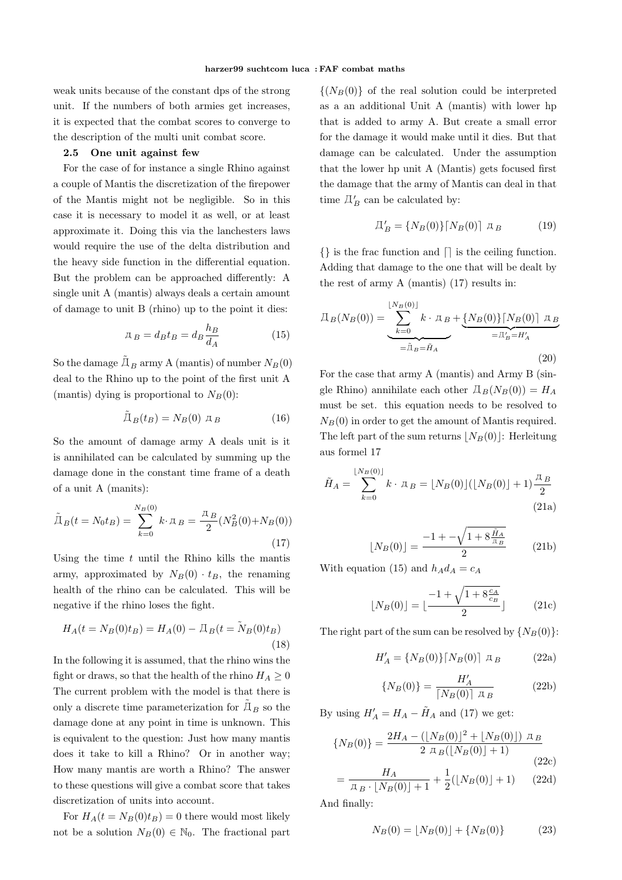weak units because of the constant dps of the strong unit. If the numbers of both armies get increases, it is expected that the combat scores to converge to the description of the multi unit combat score.

## 2.5 One unit against few

For the case of for instance a single Rhino against a couple of Mantis the discretization of the firepower of the Mantis might not be negligible. So in this case it is necessary to model it as well, or at least approximate it. Doing this via the lanchesters laws would require the use of the delta distribution and the heavy side function in the differential equation. But the problem can be approached differently: A single unit A (mantis) always deals a certain amount of damage to unit B (rhino) up to the point it dies:

$$д_B = d_B t_B = d_B \frac{h_B}{d_A} \tag{15}$$

So the damage $\tilde{Д}_B$ army A (mantis) of number $N_B(0)$ deal to the Rhino up to the point of the first unit A (mantis) dying is proportional to $N_B(0)$:

$$\tilde{Д}_B(t_B) = N_B(0)\ д_B \tag{16}$$

So the amount of damage army A deals unit is it is annihilated can be calculated by summing up the damage done in the constant time frame of a death of a unit A (manits):

$$\tilde{Д}_B(t = N_0 t_B) = \sum_{k=0}^{N_B(0)} k \cdot д_B = \frac{д_B}{2}(N_B^2(0) + N_B(0)) \tag{17}$$

Using the time $t$ until the Rhino kills the mantis army, approximated by $N_B(0) \cdot t_B$, the renaming health of the rhino can be calculated. This will be negative if the rhino loses the fight.

$$H_A(t = N_B(0)t_B) = H_A(0) - Д_B(t = \tilde{N}_B(0)t_B) \tag{18}$$

In the following it is assumed, that the rhino wins the fight or draws, so that the health of the rhino $H_A \geq 0$ The current problem with the model is that there is only a discrete time parameterization for $\tilde{Д}_B$ so the damage done at any point in time is unknown. This is equivalent to the question: Just how many mantis does it take to kill a Rhino? Or in another way; How many mantis are worth a Rhino? The answer to these questions will give a combat score that takes discretization of units into account.

For $H_A(t = N_B(0)t_B) = 0$ there would most likely not be a solution $N_B(0) \in \mathbb{N}_0$. The fractional part $\{(N_B(0)\}$ of the real solution could be interpreted as a an additional Unit A (mantis) with lower hp that is added to army A. But create a small error for the damage it would make until it dies. But that damage can be calculated. Under the assumption that the lower hp unit A (Mantis) gets focused first the damage that the army of Mantis can deal in that time $Д'_B$ can be calculated by:

$$Д'_B = \{N_B(0)\}\lceil N_B(0)\rceil\ д_B \tag{19}$$

$\{\}$ is the frac function and $\lceil\rceil$ is the ceiling function. Adding that damage to the one that will be dealt by the rest of army A (mantis) (17) results in:

$$Д_B(N_B(0)) = \underbrace{\sum_{k=0}^{\lfloor N_B(0)\rfloor} k \cdot д_B}_{=\tilde{Д}_B=\tilde{H}_A} + \underbrace{\{N_B(0)\}\lceil N_B(0)\rceil\ д_B}_{=Д'_B=H'_A} \tag{20}$$

For the case that army A (mantis) and Army B (single Rhino) annihilate each other $Д_B(N_B(0)) = H_A$ must be set. this equation needs to be resolved to $N_B(0)$ in order to get the amount of Mantis required. The left part of the sum returns $\lfloor N_B(0)\rfloor$: Herleitung aus formel 17

$$\tilde{H}_A = \sum_{k=0}^{\lfloor N_B(0)\rfloor} k \cdot д_B = \lfloor N_B(0)\rfloor(\lfloor N_B(0)\rfloor + 1)\frac{д_B}{2} \tag{21a}$$

$$\lfloor N_B(0)\rfloor = \frac{-1 + -\sqrt{1 + 8\frac{\tilde{H}_A}{д_B}}}{2} \tag{21b}$$

With equation (15) and $h_A d_A = c_A$

$$\lfloor N_B(0)\rfloor = \lfloor \frac{-1 + \sqrt{1 + 8\frac{c_A}{c_B}}}{2} \rfloor \tag{21c}$$

The right part of the sum can be resolved by $\{N_B(0)\}$:

$$H'_A = \{N_B(0)\}\lceil N_B(0)\rceil\ д_B \tag{22a}$$

$$\{N_B(0)\} = \frac{H'_A}{\lceil N_B(0)\rceil\ д_B} \tag{22b}$$

By using $H'_A = H_A - \tilde{H}_A$ and (17) we get:

$$\{N_B(0)\} = \frac{2H_A - (\lfloor N_B(0)\rfloor^2 + \lfloor N_B(0)\rfloor)\ д_B}{2\ д_B(\lfloor N_B(0)\rfloor + 1)} \tag{22c}$$

$$= \frac{H_A}{д_B \cdot \lfloor N_B(0)\rfloor + 1} + \frac{1}{2}(\lfloor N_B(0)\rfloor + 1) \tag{22d}$$

And finally:

$$N_B(0) = \lfloor N_B(0)\rfloor + \{N_B(0)\} \tag{23}$$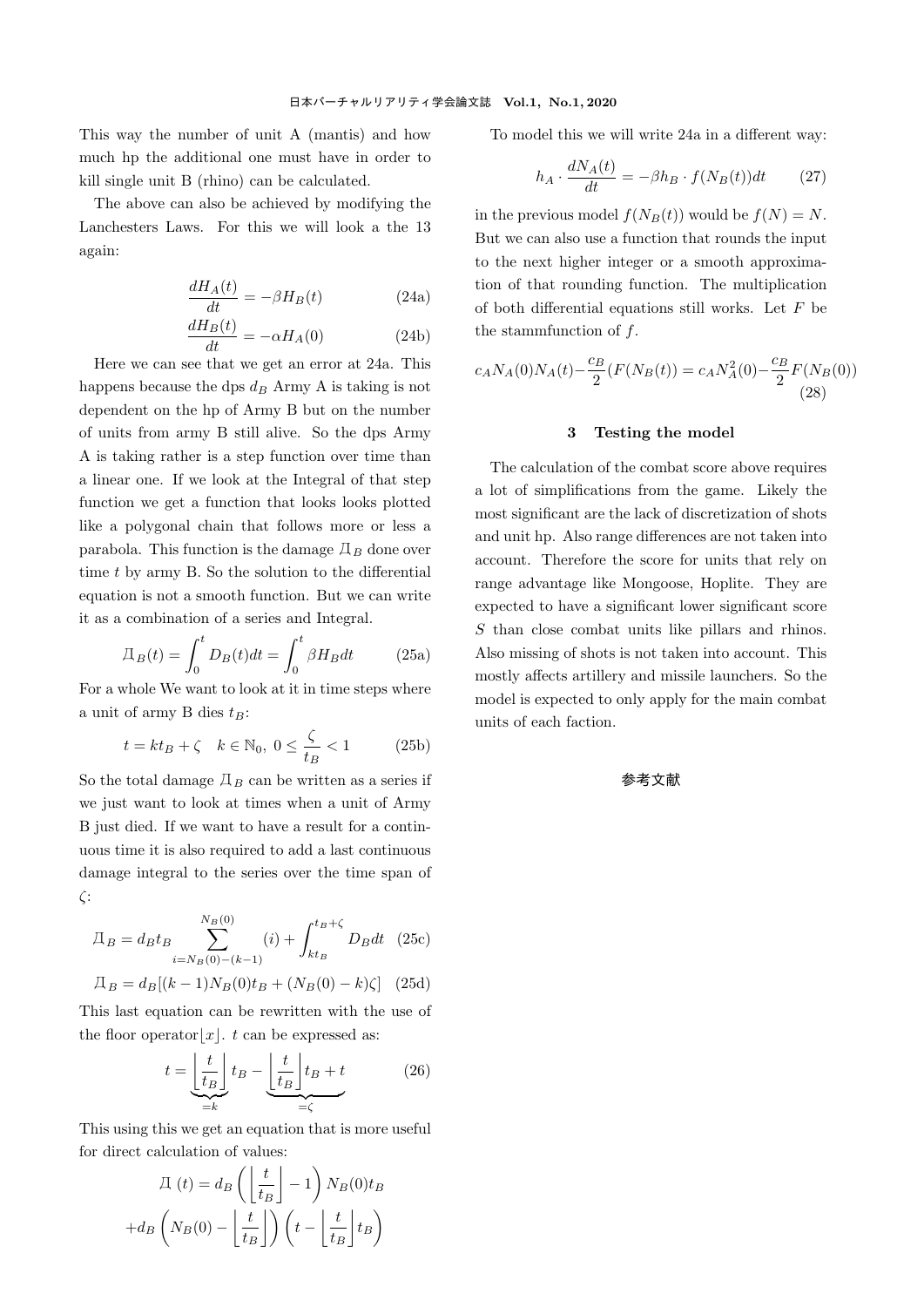This way the number of unit A (mantis) and how much hp the additional one must have in order to kill single unit B (rhino) can be calculated.

The above can also be achieved by modifying the Lanchesters Laws. For this we will look a the 13 again:

$$\frac{dH_A(t)}{dt} = -\beta H_B(t) \tag{24a}$$

$$\frac{dH_B(t)}{dt} = -\alpha H_A(0) \tag{24b}$$

Here we can see that we get an error at 24a. This happens because the dps $d_B$ Army A is taking is not dependent on the hp of Army B but on the number of units from army B still alive. So the dps Army A is taking rather is a step function over time than a linear one. If we look at the Integral of that step function we get a function that looks looks plotted like a polygonal chain that follows more or less a parabola. This function is the damage $Д_B$ done over time $t$ by army B. So the solution to the differential equation is not a smooth function. But we can write it as a combination of a series and Integral.

$$Д_B(t) = \int_0^t D_B(t)dt = \int_0^t \beta H_B dt \tag{25a}$$

For a whole We want to look at it in time steps where a unit of army B dies $t_B$:

$$t = kt_B + \zeta \quad k \in \mathbb{N}_0,\ 0 \leq \frac{\zeta}{t_B} < 1 \tag{25b}$$

So the total damage $Д_B$ can be written as a series if we just want to look at times when a unit of Army B just died. If we want to have a result for a continuous time it is also required to add a last continuous damage integral to the series over the time span of $\zeta$:

$$Д_B = d_B t_B \sum_{i=N_B(0)-(k-1)}^{N_B(0)} (i) + \int_{kt_B}^{t_B+\zeta} D_B dt \tag{25c}$$

$$Д_B = d_B[(k-1)N_B(0)t_B + (N_B(0)-k)\zeta] \tag{25d}$$

This last equation can be rewritten with the use of the floor operator$\lfloor x \rfloor$. $t$ can be expressed as:

$$t = \underbrace{\left\lfloor \frac{t}{t_B} \right\rfloor}_{=k} t_B \underbrace{- \left\lfloor \frac{t}{t_B} \right\rfloor t_B + t}_{=\zeta} \tag{26}$$

This using this we get an equation that is more useful for direct calculation of values:

$$Д\,(t) = d_B \left( \left\lfloor \frac{t}{t_B} \right\rfloor - 1 \right) N_B(0) t_B$$
$$+ d_B \left( N_B(0) - \left\lfloor \frac{t}{t_B} \right\rfloor \right) \left( t - \left\lfloor \frac{t}{t_B} \right\rfloor t_B \right)$$

To model this we will write 24a in a different way:

$$h_A \cdot \frac{dN_A(t)}{dt} = -\beta h_B \cdot f(N_B(t))dt \tag{27}$$

in the previous model $f(N_B(t))$ would be $f(N) = N$. But we can also use a function that rounds the input to the next higher integer or a smooth approximation of that rounding function. The multiplication of both differential equations still works. Let $F$ be the stammfunction of $f$.

$$c_A N_A(0) N_A(t) - \frac{c_B}{2}(F(N_B(t)) = c_A N_A^2(0) - \frac{c_B}{2} F(N_B(0)) \tag{28}$$

## 3 Testing the model

The calculation of the combat score above requires a lot of simplifications from the game. Likely the most significant are the lack of discretization of shots and unit hp. Also range differences are not taken into account. Therefore the score for units that rely on range advantage like Mongoose, Hoplite. They are expected to have a significant lower significant score $S$ than close combat units like pillars and rhinos. Also missing of shots is not taken into account. This mostly affects artillery and missile launchers. So the model is expected to only apply for the main combat units of each faction.

## 参考文献